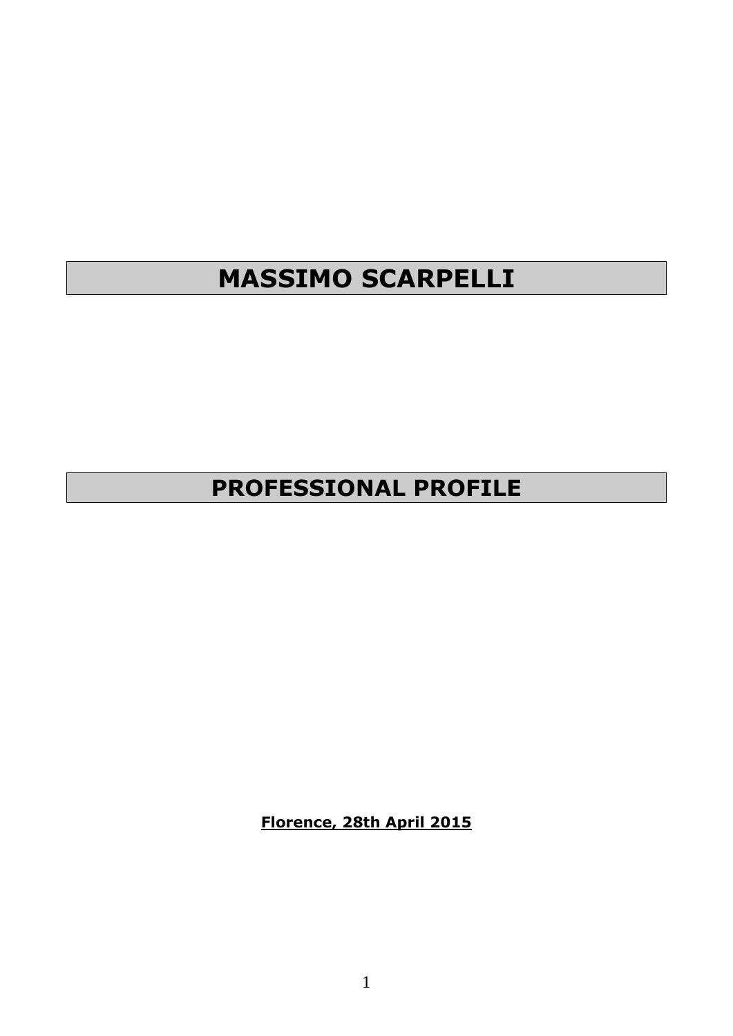# MASSIMO SCARPELLI

# PROFESSIONAL PROFILE

**Florence, 28th April 2015**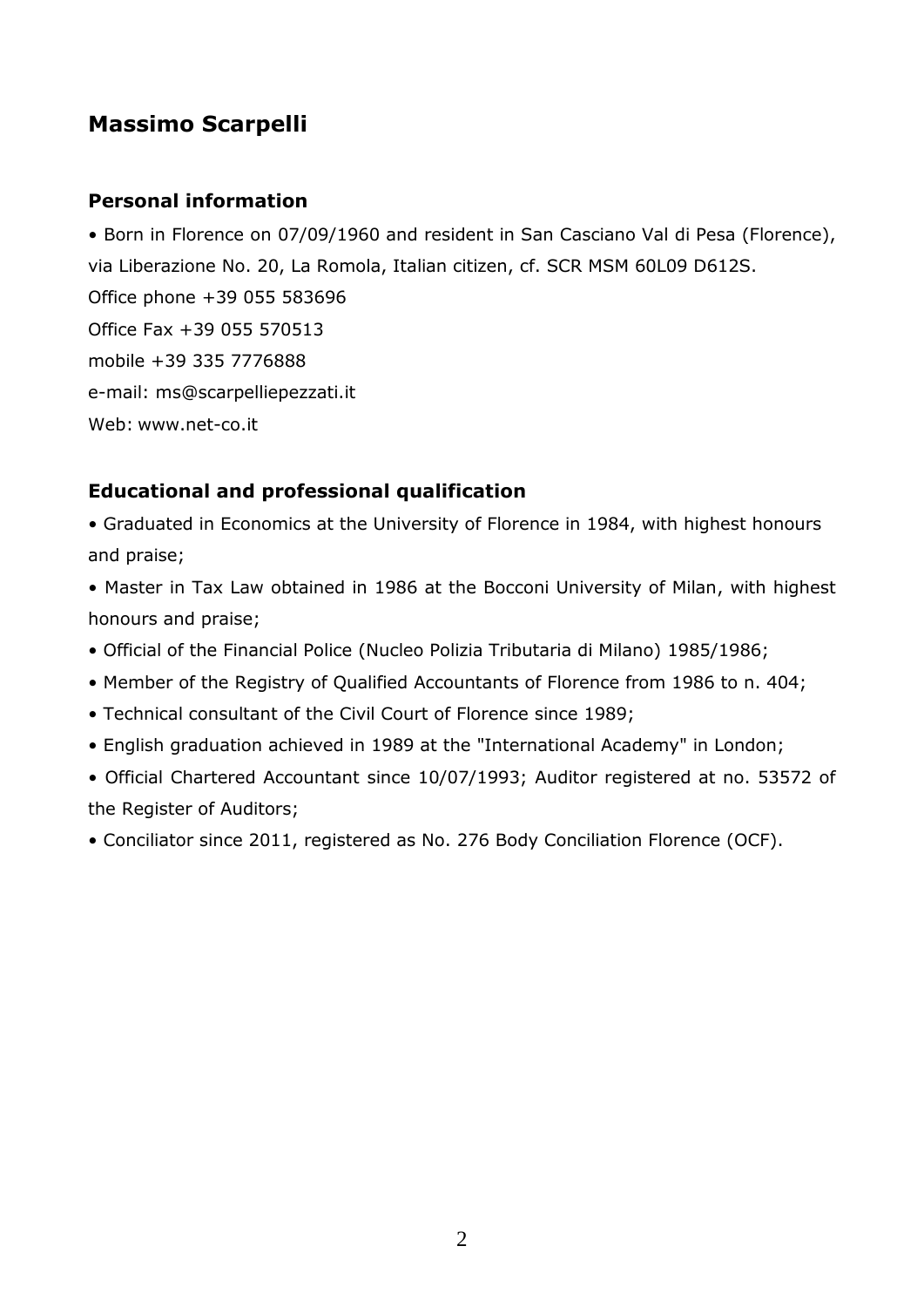# Massimo Scarpelli

## Personal information

• Born in Florence on 07/09/1960 and resident in San Casciano Val di Pesa (Florence), via Liberazione No. 20, La Romola, Italian citizen, cf. SCR MSM 60L09 D612S.

Office phone +39 055 583696

Office Fax +39 055 570513

mobile +39 335 7776888

e-mail: ms@scarpelliepezzati.it

Web: www.net-co.it

## Educational and professional qualification

• Graduated in Economics at the University of Florence in 1984, with highest honours and praise;

• Master in Tax Law obtained in 1986 at the Bocconi University of Milan, with highest honours and praise;

• Official of the Financial Police (Nucleo Polizia Tributaria di Milano) 1985/1986;

• Member of the Registry of Qualified Accountants of Florence from 1986 to n. 404;

• Technical consultant of the Civil Court of Florence since 1989;

• English graduation achieved in 1989 at the "International Academy" in London;

• Official Chartered Accountant since 10/07/1993; Auditor registered at no. 53572 of the Register of Auditors;

• Conciliator since 2011, registered as No. 276 Body Conciliation Florence (OCF).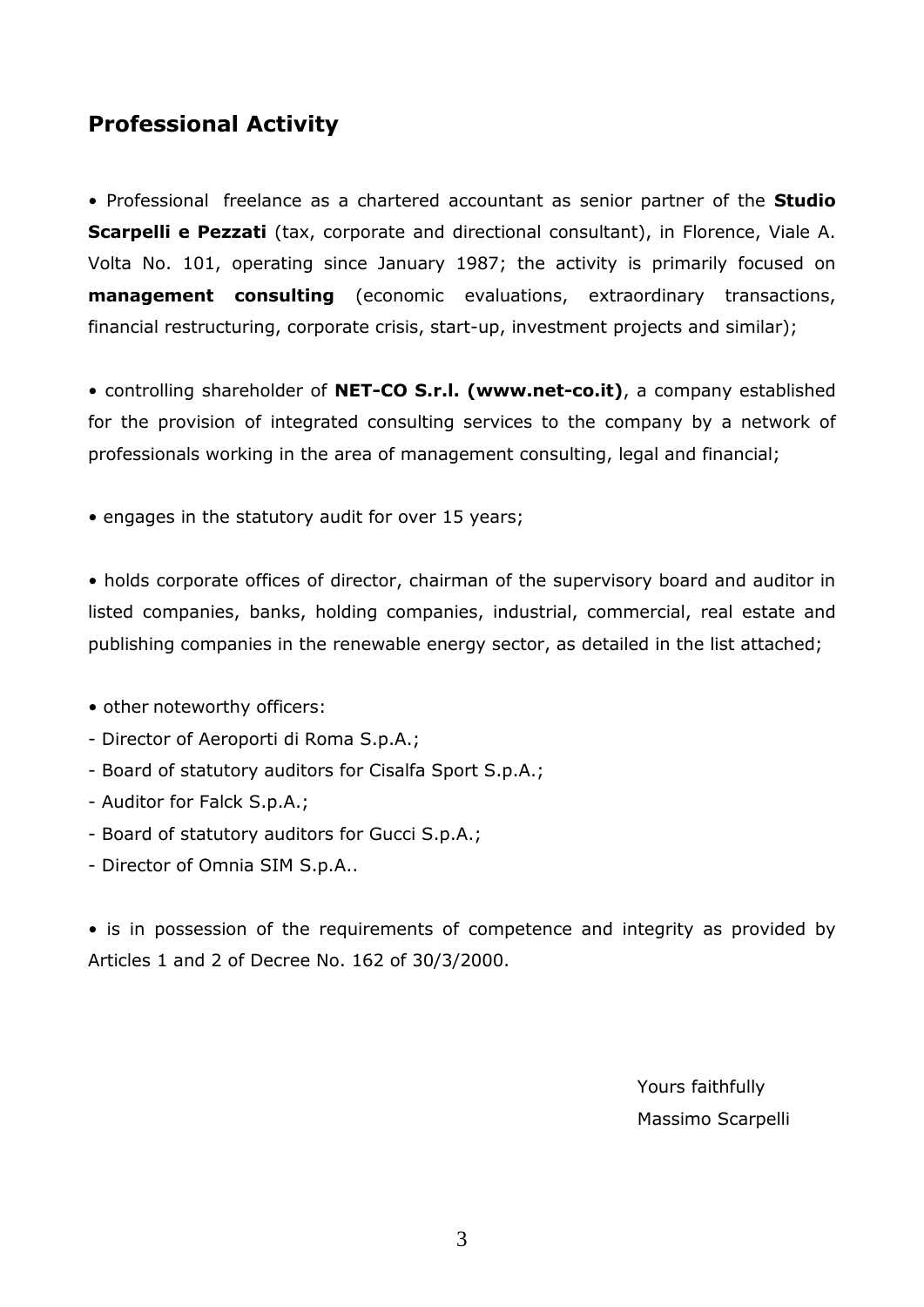## Professional Activity

• Professional freelance as a chartered accountant as senior partner of the **Studio Scarpelli e Pezzati** (tax, corporate and directional consultant), in Florence, Viale A. Volta No. 101, operating since January 1987; the activity is primarily focused on **management consulting** (economic evaluations, extraordinary transactions, financial restructuring, corporate crisis, start-up, investment projects and similar);

• controlling shareholder of **NET-CO S.r.l. (www.net-co.it)**, a company established for the provision of integrated consulting services to the company by a network of professionals working in the area of management consulting, legal and financial;

• engages in the statutory audit for over 15 years;

• holds corporate offices of director, chairman of the supervisory board and auditor in listed companies, banks, holding companies, industrial, commercial, real estate and publishing companies in the renewable energy sector, as detailed in the list attached;

• other noteworthy officers:
- Director of Aeroporti di Roma S.p.A.;
- Board of statutory auditors for Cisalfa Sport S.p.A.;
- Auditor for Falck S.p.A.;
- Board of statutory auditors for Gucci S.p.A.;
- Director of Omnia SIM S.p.A..

• is in possession of the requirements of competence and integrity as provided by Articles 1 and 2 of Decree No. 162 of 30/3/2000.

Yours faithfully
Massimo Scarpelli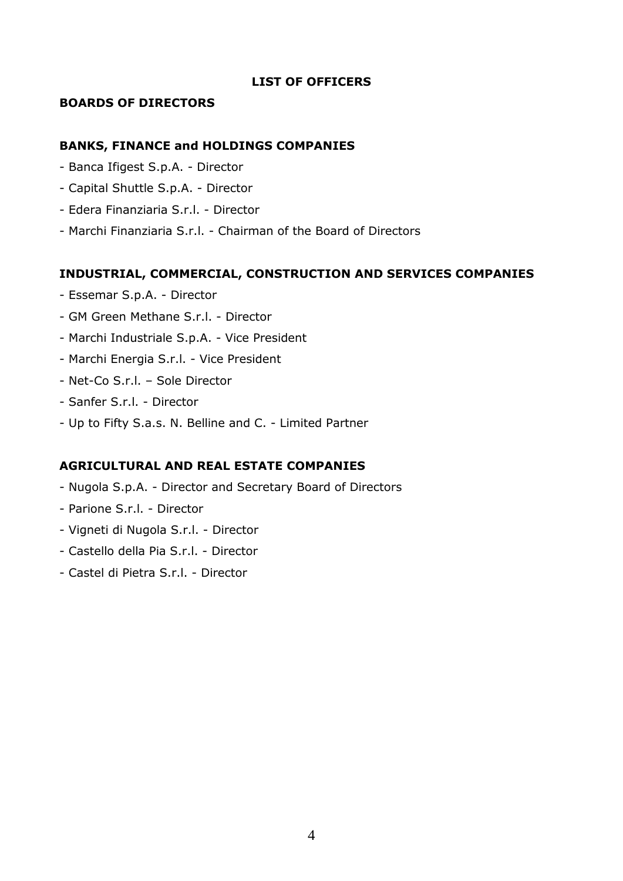## LIST OF OFFICERS

### BOARDS OF DIRECTORS

### BANKS, FINANCE and HOLDINGS COMPANIES

- Banca Ifigest S.p.A. - Director
- Capital Shuttle S.p.A. - Director
- Edera Finanziaria S.r.l. - Director
- Marchi Finanziaria S.r.l. - Chairman of the Board of Directors

### INDUSTRIAL, COMMERCIAL, CONSTRUCTION AND SERVICES COMPANIES

- Essemar S.p.A. - Director
- GM Green Methane S.r.l. - Director
- Marchi Industriale S.p.A. - Vice President
- Marchi Energia S.r.l. - Vice President
- Net-Co S.r.l. – Sole Director
- Sanfer S.r.l. - Director
- Up to Fifty S.a.s. N. Belline and C. - Limited Partner

### AGRICULTURAL AND REAL ESTATE COMPANIES

- Nugola S.p.A. - Director and Secretary Board of Directors
- Parione S.r.l. - Director
- Vigneti di Nugola S.r.l. - Director
- Castello della Pia S.r.l. - Director
- Castel di Pietra S.r.l. - Director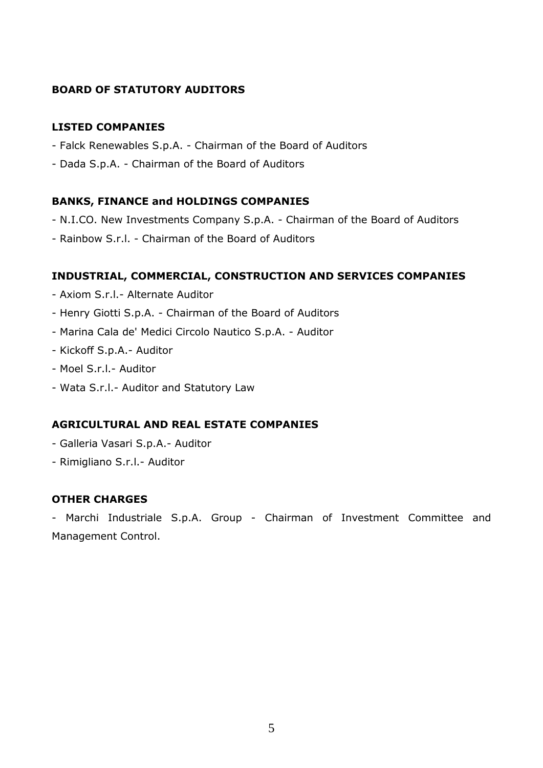## BOARD OF STATUTORY AUDITORS

### LISTED COMPANIES

- Falck Renewables S.p.A. - Chairman of the Board of Auditors
- Dada S.p.A. - Chairman of the Board of Auditors

### BANKS, FINANCE and HOLDINGS COMPANIES

- N.I.CO. New Investments Company S.p.A. - Chairman of the Board of Auditors
- Rainbow S.r.l. - Chairman of the Board of Auditors

### INDUSTRIAL, COMMERCIAL, CONSTRUCTION AND SERVICES COMPANIES

- Axiom S.r.l.- Alternate Auditor
- Henry Giotti S.p.A. - Chairman of the Board of Auditors
- Marina Cala de' Medici Circolo Nautico S.p.A. - Auditor
- Kickoff S.p.A.- Auditor
- Moel S.r.l.- Auditor
- Wata S.r.l.- Auditor and Statutory Law

### AGRICULTURAL AND REAL ESTATE COMPANIES

- Galleria Vasari S.p.A.- Auditor
- Rimigliano S.r.l.- Auditor

### OTHER CHARGES

- Marchi Industriale S.p.A. Group - Chairman of Investment Committee and Management Control.